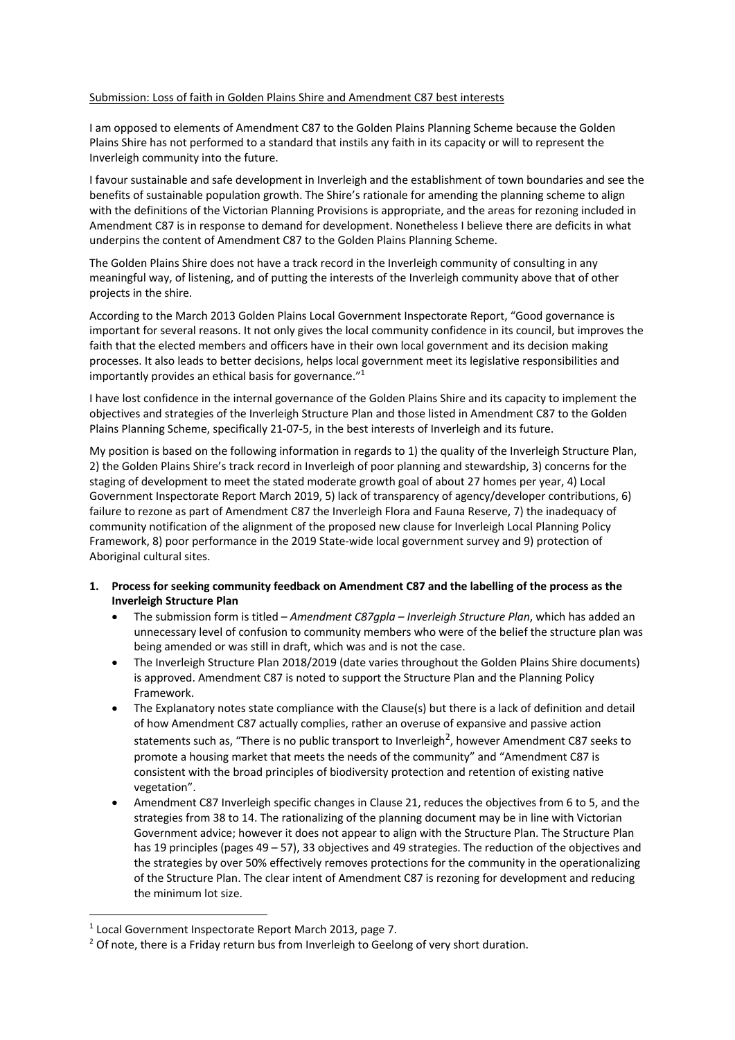Submission: Loss of faith in Golden Plains Shire and Amendment C87 best interests

I am opposed to elements of Amendment C87 to the Golden Plains Planning Scheme because the Golden Plains Shire has not performed to a standard that instils any faith in its capacity or will to represent the Inverleigh community into the future.

I favour sustainable and safe development in Inverleigh and the establishment of town boundaries and see the benefits of sustainable population growth. The Shire's rationale for amending the planning scheme to align with the definitions of the Victorian Planning Provisions is appropriate, and the areas for rezoning included in Amendment C87 is in response to demand for development. Nonetheless I believe there are deficits in what underpins the content of Amendment C87 to the Golden Plains Planning Scheme.

The Golden Plains Shire does not have a track record in the Inverleigh community of consulting in any meaningful way, of listening, and of putting the interests of the Inverleigh community above that of other projects in the shire.

According to the March 2013 Golden Plains Local Government Inspectorate Report, "Good governance is important for several reasons. It not only gives the local community confidence in its council, but improves the faith that the elected members and officers have in their own local government and its decision making processes. It also leads to better decisions, helps local government meet its legislative responsibilities and importantly provides an ethical basis for governance."[1]

I have lost confidence in the internal governance of the Golden Plains Shire and its capacity to implement the objectives and strategies of the Inverleigh Structure Plan and those listed in Amendment C87 to the Golden Plains Planning Scheme, specifically 21-07-5, in the best interests of Inverleigh and its future.

My position is based on the following information in regards to 1) the quality of the Inverleigh Structure Plan, 2) the Golden Plains Shire's track record in Inverleigh of poor planning and stewardship, 3) concerns for the staging of development to meet the stated moderate growth goal of about 27 homes per year, 4) Local Government Inspectorate Report March 2019, 5) lack of transparency of agency/developer contributions, 6) failure to rezone as part of Amendment C87 the Inverleigh Flora and Fauna Reserve, 7) the inadequacy of community notification of the alignment of the proposed new clause for Inverleigh Local Planning Policy Framework, 8) poor performance in the 2019 State-wide local government survey and 9) protection of Aboriginal cultural sites.

1. **Process for seeking community feedback on Amendment C87 and the labelling of the process as the Inverleigh Structure Plan**
   - The submission form is titled – *Amendment C87gpla – Inverleigh Structure Plan*, which has added an unnecessary level of confusion to community members who were of the belief the structure plan was being amended or was still in draft, which was and is not the case.
   - The Inverleigh Structure Plan 2018/2019 (date varies throughout the Golden Plains Shire documents) is approved. Amendment C87 is noted to support the Structure Plan and the Planning Policy Framework.
   - The Explanatory notes state compliance with the Clause(s) but there is a lack of definition and detail of how Amendment C87 actually complies, rather an overuse of expansive and passive action statements such as, "There is no public transport to Inverleigh[2], however Amendment C87 seeks to promote a housing market that meets the needs of the community" and "Amendment C87 is consistent with the broad principles of biodiversity protection and retention of existing native vegetation".
   - Amendment C87 Inverleigh specific changes in Clause 21, reduces the objectives from 6 to 5, and the strategies from 38 to 14. The rationalizing of the planning document may be in line with Victorian Government advice; however it does not appear to align with the Structure Plan. The Structure Plan has 19 principles (pages 49 – 57), 33 objectives and 49 strategies. The reduction of the objectives and the strategies by over 50% effectively removes protections for the community in the operationalizing of the Structure Plan. The clear intent of Amendment C87 is rezoning for development and reducing the minimum lot size.

[1] Local Government Inspectorate Report March 2013, page 7.

[2] Of note, there is a Friday return bus from Inverleigh to Geelong of very short duration.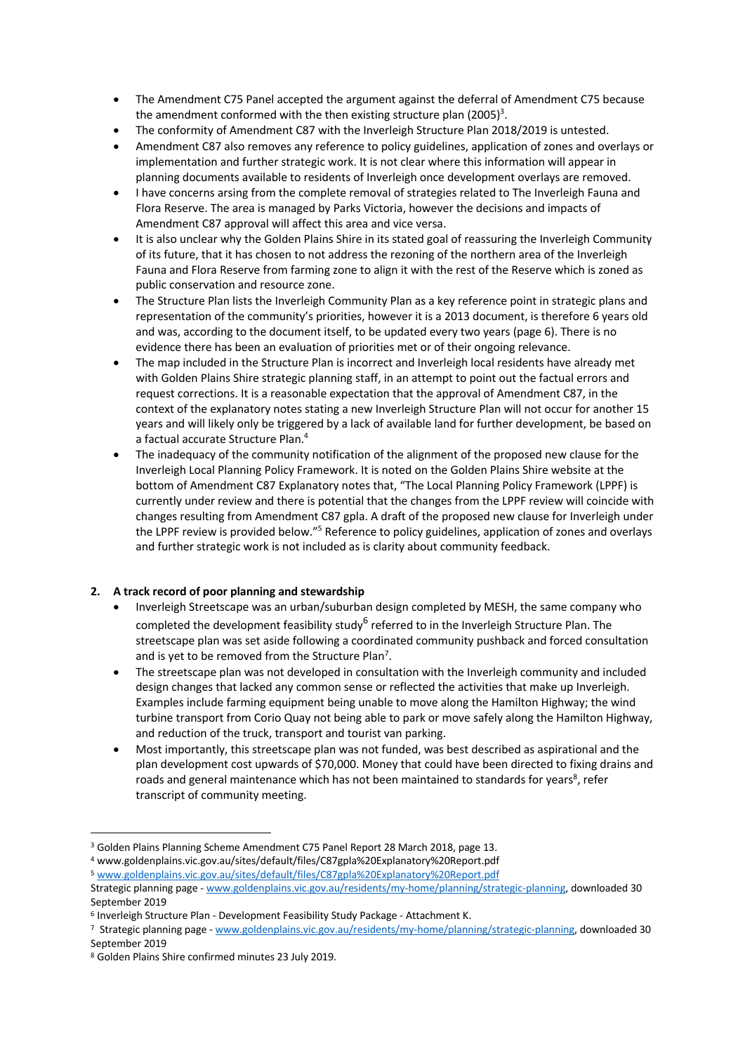- The Amendment C75 Panel accepted the argument against the deferral of Amendment C75 because the amendment conformed with the then existing structure plan (2005)[3].
- The conformity of Amendment C87 with the Inverleigh Structure Plan 2018/2019 is untested.
- Amendment C87 also removes any reference to policy guidelines, application of zones and overlays or implementation and further strategic work. It is not clear where this information will appear in planning documents available to residents of Inverleigh once development overlays are removed.
- I have concerns arsing from the complete removal of strategies related to The Inverleigh Fauna and Flora Reserve. The area is managed by Parks Victoria, however the decisions and impacts of Amendment C87 approval will affect this area and vice versa.
- It is also unclear why the Golden Plains Shire in its stated goal of reassuring the Inverleigh Community of its future, that it has chosen to not address the rezoning of the northern area of the Inverleigh Fauna and Flora Reserve from farming zone to align it with the rest of the Reserve which is zoned as public conservation and resource zone.
- The Structure Plan lists the Inverleigh Community Plan as a key reference point in strategic plans and representation of the community's priorities, however it is a 2013 document, is therefore 6 years old and was, according to the document itself, to be updated every two years (page 6). There is no evidence there has been an evaluation of priorities met or of their ongoing relevance.
- The map included in the Structure Plan is incorrect and Inverleigh local residents have already met with Golden Plains Shire strategic planning staff, in an attempt to point out the factual errors and request corrections. It is a reasonable expectation that the approval of Amendment C87, in the context of the explanatory notes stating a new Inverleigh Structure Plan will not occur for another 15 years and will likely only be triggered by a lack of available land for further development, be based on a factual accurate Structure Plan.[4]
- The inadequacy of the community notification of the alignment of the proposed new clause for the Inverleigh Local Planning Policy Framework. It is noted on the Golden Plains Shire website at the bottom of Amendment C87 Explanatory notes that, "The Local Planning Policy Framework (LPPF) is currently under review and there is potential that the changes from the LPPF review will coincide with changes resulting from Amendment C87 gpla. A draft of the proposed new clause for Inverleigh under the LPPF review is provided below."[5] Reference to policy guidelines, application of zones and overlays and further strategic work is not included as is clarity about community feedback.

## 2. A track record of poor planning and stewardship

- Inverleigh Streetscape was an urban/suburban design completed by MESH, the same company who completed the development feasibility study[6] referred to in the Inverleigh Structure Plan. The streetscape plan was set aside following a coordinated community pushback and forced consultation and is yet to be removed from the Structure Plan[7].
- The streetscape plan was not developed in consultation with the Inverleigh community and included design changes that lacked any common sense or reflected the activities that make up Inverleigh. Examples include farming equipment being unable to move along the Hamilton Highway; the wind turbine transport from Corio Quay not being able to park or move safely along the Hamilton Highway, and reduction of the truck, transport and tourist van parking.
- Most importantly, this streetscape plan was not funded, was best described as aspirational and the plan development cost upwards of $70,000. Money that could have been directed to fixing drains and roads and general maintenance which has not been maintained to standards for years[8], refer transcript of community meeting.

---

[3] Golden Plains Planning Scheme Amendment C75 Panel Report 28 March 2018, page 13.

[4] www.goldenplains.vic.gov.au/sites/default/files/C87gpla%20Explanatory%20Report.pdf

[5] www.goldenplains.vic.gov.au/sites/default/files/C87gpla%20Explanatory%20Report.pdf
Strategic planning page - www.goldenplains.vic.gov.au/residents/my-home/planning/strategic-planning, downloaded 30 September 2019

[6] Inverleigh Structure Plan - Development Feasibility Study Package - Attachment K.

[7] Strategic planning page - www.goldenplains.vic.gov.au/residents/my-home/planning/strategic-planning, downloaded 30 September 2019

[8] Golden Plains Shire confirmed minutes 23 July 2019.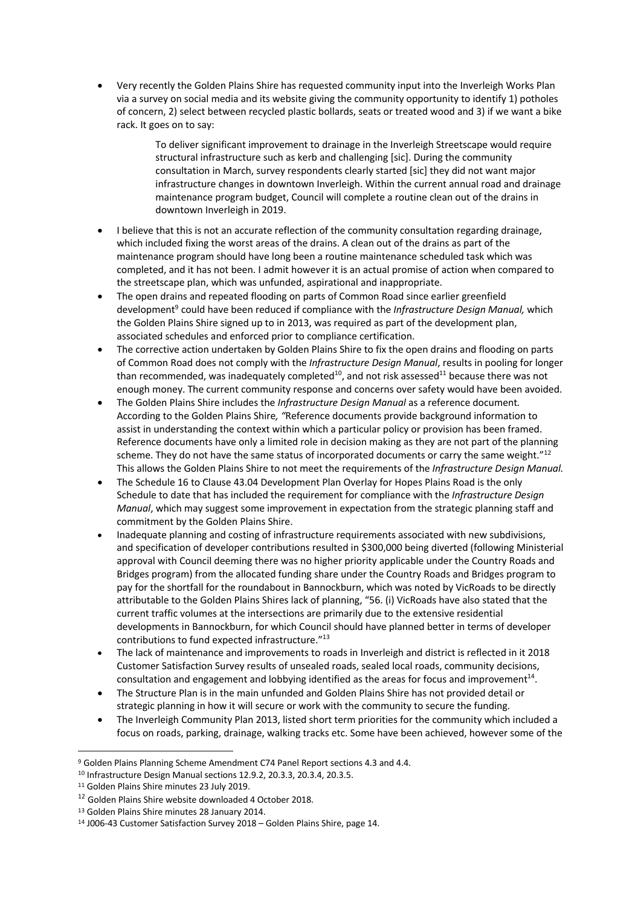- Very recently the Golden Plains Shire has requested community input into the Inverleigh Works Plan via a survey on social media and its website giving the community opportunity to identify 1) potholes of concern, 2) select between recycled plastic bollards, seats or treated wood and 3) if we want a bike rack. It goes on to say:

  > To deliver significant improvement to drainage in the Inverleigh Streetscape would require structural infrastructure such as kerb and challenging [sic]. During the community consultation in March, survey respondents clearly started [sic] they did not want major infrastructure changes in downtown Inverleigh. Within the current annual road and drainage maintenance program budget, Council will complete a routine clean out of the drains in downtown Inverleigh in 2019.

- I believe that this is not an accurate reflection of the community consultation regarding drainage, which included fixing the worst areas of the drains. A clean out of the drains as part of the maintenance program should have long been a routine maintenance scheduled task which was completed, and it has not been. I admit however it is an actual promise of action when compared to the streetscape plan, which was unfunded, aspirational and inappropriate.
- The open drains and repeated flooding on parts of Common Road since earlier greenfield development[9] could have been reduced if compliance with the *Infrastructure Design Manual,* which the Golden Plains Shire signed up to in 2013, was required as part of the development plan, associated schedules and enforced prior to compliance certification.
- The corrective action undertaken by Golden Plains Shire to fix the open drains and flooding on parts of Common Road does not comply with the *Infrastructure Design Manual*, results in pooling for longer than recommended, was inadequately completed[10], and not risk assessed[11] because there was not enough money. The current community response and concerns over safety would have been avoided.
- The Golden Plains Shire includes the *Infrastructure Design Manual* as a reference document. According to the Golden Plains Shire*, "*Reference documents provide background information to assist in understanding the context within which a particular policy or provision has been framed. Reference documents have only a limited role in decision making as they are not part of the planning scheme. They do not have the same status of incorporated documents or carry the same weight."[12] This allows the Golden Plains Shire to not meet the requirements of the *Infrastructure Design Manual.*
- The Schedule 16 to Clause 43.04 Development Plan Overlay for Hopes Plains Road is the only Schedule to date that has included the requirement for compliance with the *Infrastructure Design Manual*, which may suggest some improvement in expectation from the strategic planning staff and commitment by the Golden Plains Shire.
- Inadequate planning and costing of infrastructure requirements associated with new subdivisions, and specification of developer contributions resulted in $300,000 being diverted (following Ministerial approval with Council deeming there was no higher priority applicable under the Country Roads and Bridges program) from the allocated funding share under the Country Roads and Bridges program to pay for the shortfall for the roundabout in Bannockburn, which was noted by VicRoads to be directly attributable to the Golden Plains Shires lack of planning, "56. (i) VicRoads have also stated that the current traffic volumes at the intersections are primarily due to the extensive residential developments in Bannockburn, for which Council should have planned better in terms of developer contributions to fund expected infrastructure."[13]
- The lack of maintenance and improvements to roads in Inverleigh and district is reflected in it 2018 Customer Satisfaction Survey results of unsealed roads, sealed local roads, community decisions, consultation and engagement and lobbying identified as the areas for focus and improvement[14].
- The Structure Plan is in the main unfunded and Golden Plains Shire has not provided detail or strategic planning in how it will secure or work with the community to secure the funding.
- The Inverleigh Community Plan 2013, listed short term priorities for the community which included a focus on roads, parking, drainage, walking tracks etc. Some have been achieved, however some of the

---

[9] Golden Plains Planning Scheme Amendment C74 Panel Report sections 4.3 and 4.4.

[10] Infrastructure Design Manual sections 12.9.2, 20.3.3, 20.3.4, 20.3.5.

[11] Golden Plains Shire minutes 23 July 2019.

[12] Golden Plains Shire website downloaded 4 October 2018.

[13] Golden Plains Shire minutes 28 January 2014.

[14] J006-43 Customer Satisfaction Survey 2018 – Golden Plains Shire, page 14.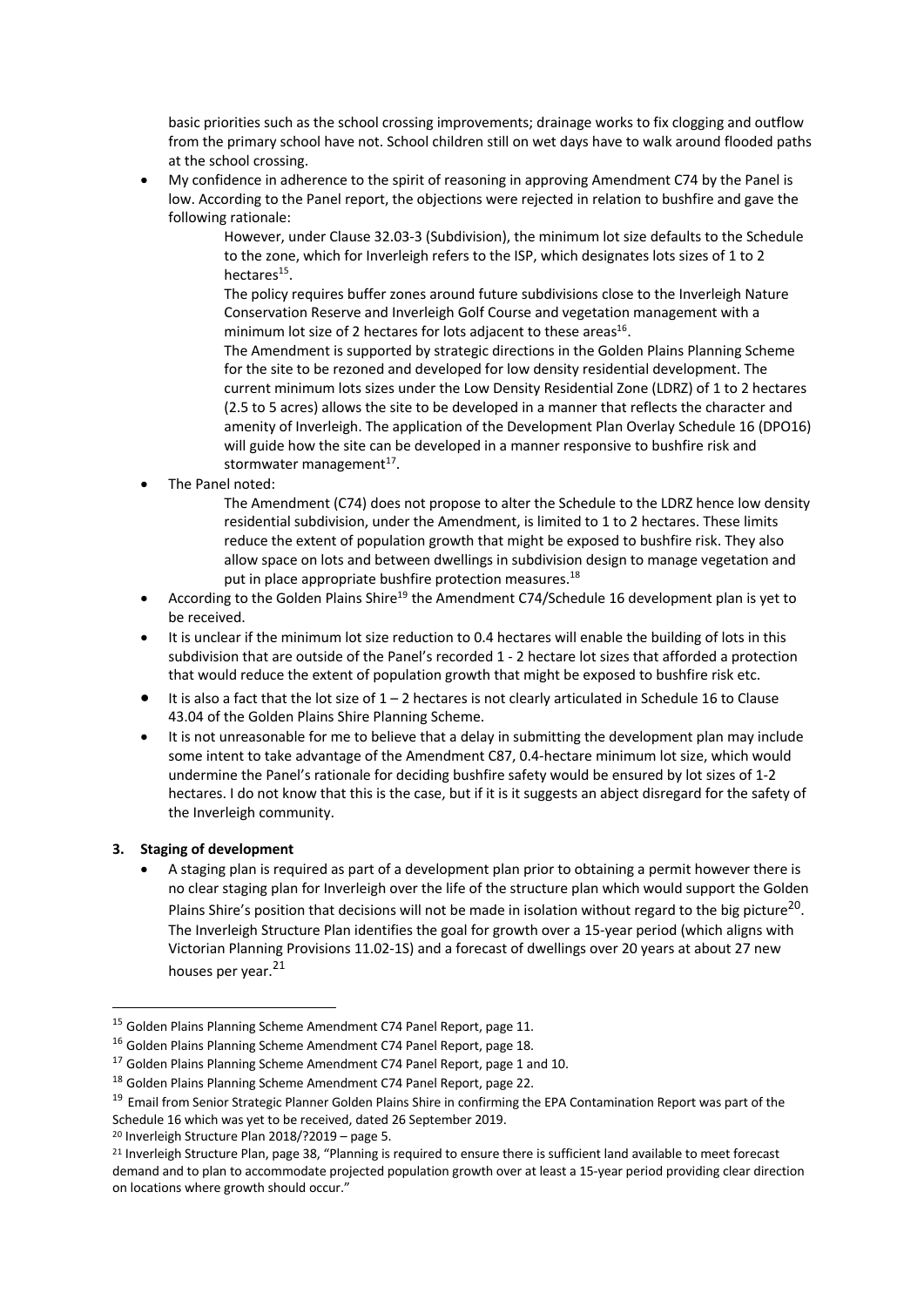basic priorities such as the school crossing improvements; drainage works to fix clogging and outflow from the primary school have not. School children still on wet days have to walk around flooded paths at the school crossing.

- My confidence in adherence to the spirit of reasoning in approving Amendment C74 by the Panel is low. According to the Panel report, the objections were rejected in relation to bushfire and gave the following rationale:

  > However, under Clause 32.03-3 (Subdivision), the minimum lot size defaults to the Schedule to the zone, which for Inverleigh refers to the ISP, which designates lots sizes of 1 to 2 hectares[15].
  >
  > The policy requires buffer zones around future subdivisions close to the Inverleigh Nature Conservation Reserve and Inverleigh Golf Course and vegetation management with a minimum lot size of 2 hectares for lots adjacent to these areas[16].
  >
  > The Amendment is supported by strategic directions in the Golden Plains Planning Scheme for the site to be rezoned and developed for low density residential development. The current minimum lots sizes under the Low Density Residential Zone (LDRZ) of 1 to 2 hectares (2.5 to 5 acres) allows the site to be developed in a manner that reflects the character and amenity of Inverleigh. The application of the Development Plan Overlay Schedule 16 (DPO16) will guide how the site can be developed in a manner responsive to bushfire risk and stormwater management[17].

- The Panel noted:

  > The Amendment (C74) does not propose to alter the Schedule to the LDRZ hence low density residential subdivision, under the Amendment, is limited to 1 to 2 hectares. These limits reduce the extent of population growth that might be exposed to bushfire risk. They also allow space on lots and between dwellings in subdivision design to manage vegetation and put in place appropriate bushfire protection measures.[18]

- According to the Golden Plains Shire[19] the Amendment C74/Schedule 16 development plan is yet to be received.
- It is unclear if the minimum lot size reduction to 0.4 hectares will enable the building of lots in this subdivision that are outside of the Panel's recorded 1 - 2 hectare lot sizes that afforded a protection that would reduce the extent of population growth that might be exposed to bushfire risk etc.
- It is also a fact that the lot size of 1 – 2 hectares is not clearly articulated in Schedule 16 to Clause 43.04 of the Golden Plains Shire Planning Scheme.
- It is not unreasonable for me to believe that a delay in submitting the development plan may include some intent to take advantage of the Amendment C87, 0.4-hectare minimum lot size, which would undermine the Panel's rationale for deciding bushfire safety would be ensured by lot sizes of 1-2 hectares. I do not know that this is the case, but if it is it suggests an abject disregard for the safety of the Inverleigh community.

**3. Staging of development**

- A staging plan is required as part of a development plan prior to obtaining a permit however there is no clear staging plan for Inverleigh over the life of the structure plan which would support the Golden Plains Shire's position that decisions will not be made in isolation without regard to the big picture[20]. The Inverleigh Structure Plan identifies the goal for growth over a 15-year period (which aligns with Victorian Planning Provisions 11.02-1S) and a forecast of dwellings over 20 years at about 27 new houses per year.[21]

---

[15] Golden Plains Planning Scheme Amendment C74 Panel Report, page 11.

[16] Golden Plains Planning Scheme Amendment C74 Panel Report, page 18.

[17] Golden Plains Planning Scheme Amendment C74 Panel Report, page 1 and 10.

[18] Golden Plains Planning Scheme Amendment C74 Panel Report, page 22.

[19] Email from Senior Strategic Planner Golden Plains Shire in confirming the EPA Contamination Report was part of the Schedule 16 which was yet to be received, dated 26 September 2019.

[20] Inverleigh Structure Plan 2018/?2019 – page 5.

[21] Inverleigh Structure Plan, page 38, "Planning is required to ensure there is sufficient land available to meet forecast demand and to plan to accommodate projected population growth over at least a 15-year period providing clear direction on locations where growth should occur."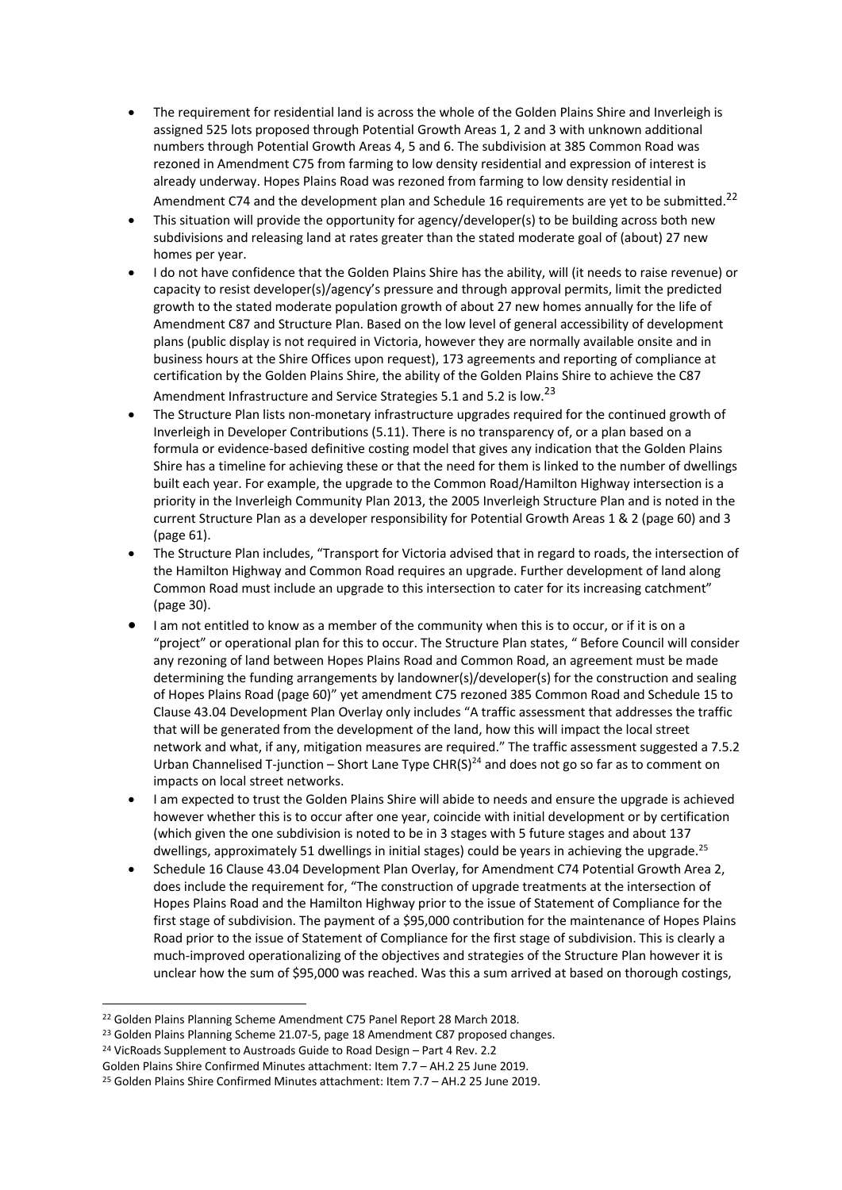- The requirement for residential land is across the whole of the Golden Plains Shire and Inverleigh is assigned 525 lots proposed through Potential Growth Areas 1, 2 and 3 with unknown additional numbers through Potential Growth Areas 4, 5 and 6. The subdivision at 385 Common Road was rezoned in Amendment C75 from farming to low density residential and expression of interest is already underway. Hopes Plains Road was rezoned from farming to low density residential in Amendment C74 and the development plan and Schedule 16 requirements are yet to be submitted.[22]
- This situation will provide the opportunity for agency/developer(s) to be building across both new subdivisions and releasing land at rates greater than the stated moderate goal of (about) 27 new homes per year.
- I do not have confidence that the Golden Plains Shire has the ability, will (it needs to raise revenue) or capacity to resist developer(s)/agency's pressure and through approval permits, limit the predicted growth to the stated moderate population growth of about 27 new homes annually for the life of Amendment C87 and Structure Plan. Based on the low level of general accessibility of development plans (public display is not required in Victoria, however they are normally available onsite and in business hours at the Shire Offices upon request), 173 agreements and reporting of compliance at certification by the Golden Plains Shire, the ability of the Golden Plains Shire to achieve the C87 Amendment Infrastructure and Service Strategies 5.1 and 5.2 is low.[23]
- The Structure Plan lists non-monetary infrastructure upgrades required for the continued growth of Inverleigh in Developer Contributions (5.11). There is no transparency of, or a plan based on a formula or evidence-based definitive costing model that gives any indication that the Golden Plains Shire has a timeline for achieving these or that the need for them is linked to the number of dwellings built each year. For example, the upgrade to the Common Road/Hamilton Highway intersection is a priority in the Inverleigh Community Plan 2013, the 2005 Inverleigh Structure Plan and is noted in the current Structure Plan as a developer responsibility for Potential Growth Areas 1 & 2 (page 60) and 3 (page 61).
- The Structure Plan includes, "Transport for Victoria advised that in regard to roads, the intersection of the Hamilton Highway and Common Road requires an upgrade. Further development of land along Common Road must include an upgrade to this intersection to cater for its increasing catchment" (page 30).
- I am not entitled to know as a member of the community when this is to occur, or if it is on a "project" or operational plan for this to occur. The Structure Plan states, " Before Council will consider any rezoning of land between Hopes Plains Road and Common Road, an agreement must be made determining the funding arrangements by landowner(s)/developer(s) for the construction and sealing of Hopes Plains Road (page 60)" yet amendment C75 rezoned 385 Common Road and Schedule 15 to Clause 43.04 Development Plan Overlay only includes "A traffic assessment that addresses the traffic that will be generated from the development of the land, how this will impact the local street network and what, if any, mitigation measures are required." The traffic assessment suggested a 7.5.2 Urban Channelised T-junction – Short Lane Type CHR(S)[24] and does not go so far as to comment on impacts on local street networks.
- I am expected to trust the Golden Plains Shire will abide to needs and ensure the upgrade is achieved however whether this is to occur after one year, coincide with initial development or by certification (which given the one subdivision is noted to be in 3 stages with 5 future stages and about 137 dwellings, approximately 51 dwellings in initial stages) could be years in achieving the upgrade.[25]
- Schedule 16 Clause 43.04 Development Plan Overlay, for Amendment C74 Potential Growth Area 2, does include the requirement for, "The construction of upgrade treatments at the intersection of Hopes Plains Road and the Hamilton Highway prior to the issue of Statement of Compliance for the first stage of subdivision. The payment of a $95,000 contribution for the maintenance of Hopes Plains Road prior to the issue of Statement of Compliance for the first stage of subdivision. This is clearly a much-improved operationalizing of the objectives and strategies of the Structure Plan however it is unclear how the sum of $95,000 was reached. Was this a sum arrived at based on thorough costings,

---

[22] Golden Plains Planning Scheme Amendment C75 Panel Report 28 March 2018.

[23] Golden Plains Planning Scheme 21.07-5, page 18 Amendment C87 proposed changes.

[24] VicRoads Supplement to Austroads Guide to Road Design – Part 4 Rev. 2.2
Golden Plains Shire Confirmed Minutes attachment: Item 7.7 – AH.2 25 June 2019.

[25] Golden Plains Shire Confirmed Minutes attachment: Item 7.7 – AH.2 25 June 2019.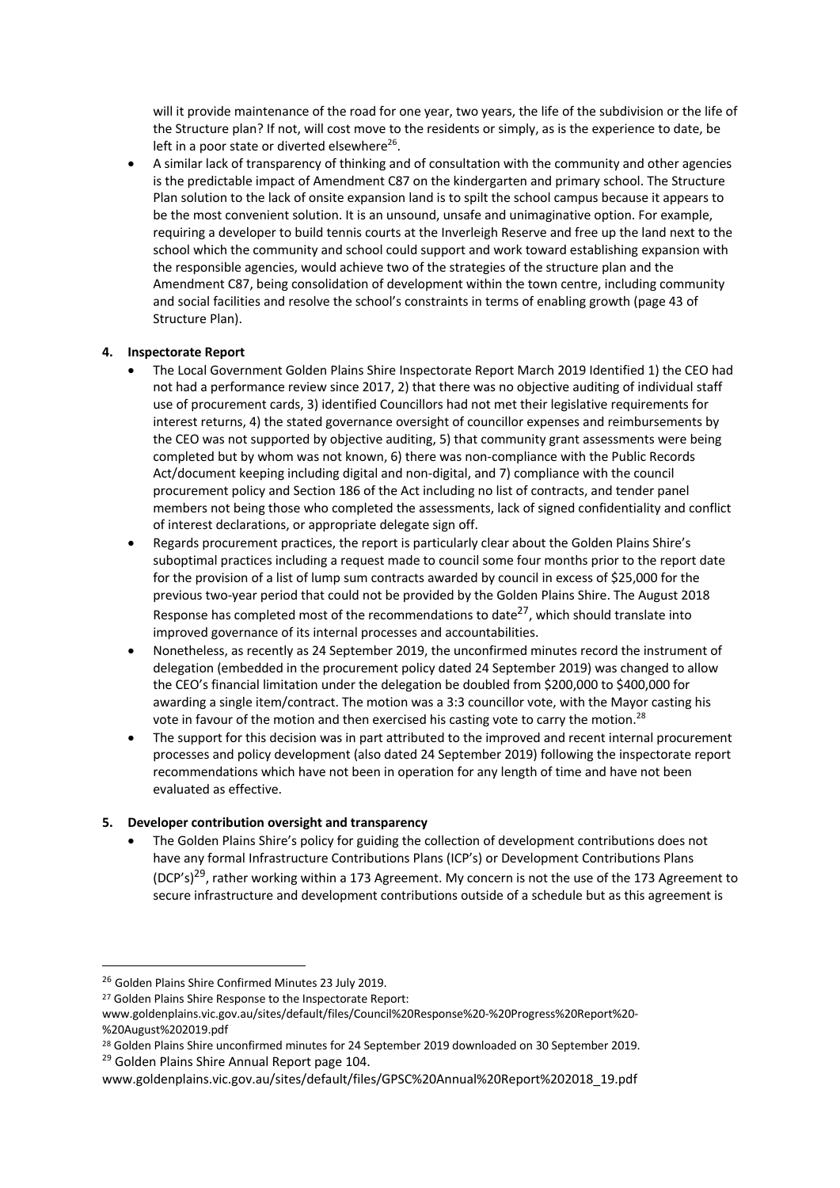will it provide maintenance of the road for one year, two years, the life of the subdivision or the life of the Structure plan? If not, will cost move to the residents or simply, as is the experience to date, be left in a poor state or diverted elsewhere[26].

- A similar lack of transparency of thinking and of consultation with the community and other agencies is the predictable impact of Amendment C87 on the kindergarten and primary school. The Structure Plan solution to the lack of onsite expansion land is to spilt the school campus because it appears to be the most convenient solution. It is an unsound, unsafe and unimaginative option. For example, requiring a developer to build tennis courts at the Inverleigh Reserve and free up the land next to the school which the community and school could support and work toward establishing expansion with the responsible agencies, would achieve two of the strategies of the structure plan and the Amendment C87, being consolidation of development within the town centre, including community and social facilities and resolve the school's constraints in terms of enabling growth (page 43 of Structure Plan).

**4. Inspectorate Report**

- The Local Government Golden Plains Shire Inspectorate Report March 2019 Identified 1) the CEO had not had a performance review since 2017, 2) that there was no objective auditing of individual staff use of procurement cards, 3) identified Councillors had not met their legislative requirements for interest returns, 4) the stated governance oversight of councillor expenses and reimbursements by the CEO was not supported by objective auditing, 5) that community grant assessments were being completed but by whom was not known, 6) there was non-compliance with the Public Records Act/document keeping including digital and non-digital, and 7) compliance with the council procurement policy and Section 186 of the Act including no list of contracts, and tender panel members not being those who completed the assessments, lack of signed confidentiality and conflict of interest declarations, or appropriate delegate sign off.
- Regards procurement practices, the report is particularly clear about the Golden Plains Shire's suboptimal practices including a request made to council some four months prior to the report date for the provision of a list of lump sum contracts awarded by council in excess of $25,000 for the previous two-year period that could not be provided by the Golden Plains Shire. The August 2018 Response has completed most of the recommendations to date[27], which should translate into improved governance of its internal processes and accountabilities.
- Nonetheless, as recently as 24 September 2019, the unconfirmed minutes record the instrument of delegation (embedded in the procurement policy dated 24 September 2019) was changed to allow the CEO's financial limitation under the delegation be doubled from $200,000 to $400,000 for awarding a single item/contract. The motion was a 3:3 councillor vote, with the Mayor casting his vote in favour of the motion and then exercised his casting vote to carry the motion.[28]
- The support for this decision was in part attributed to the improved and recent internal procurement processes and policy development (also dated 24 September 2019) following the inspectorate report recommendations which have not been in operation for any length of time and have not been evaluated as effective.

**5. Developer contribution oversight and transparency**

- The Golden Plains Shire's policy for guiding the collection of development contributions does not have any formal Infrastructure Contributions Plans (ICP's) or Development Contributions Plans (DCP's)[29], rather working within a 173 Agreement. My concern is not the use of the 173 Agreement to secure infrastructure and development contributions outside of a schedule but as this agreement is

---

[26] Golden Plains Shire Confirmed Minutes 23 July 2019.

[27] Golden Plains Shire Response to the Inspectorate Report:
www.goldenplains.vic.gov.au/sites/default/files/Council%20Response%20-%20Progress%20Report%20-%20August%202019.pdf

[28] Golden Plains Shire unconfirmed minutes for 24 September 2019 downloaded on 30 September 2019.

[29] Golden Plains Shire Annual Report page 104.
www.goldenplains.vic.gov.au/sites/default/files/GPSC%20Annual%20Report%202018_19.pdf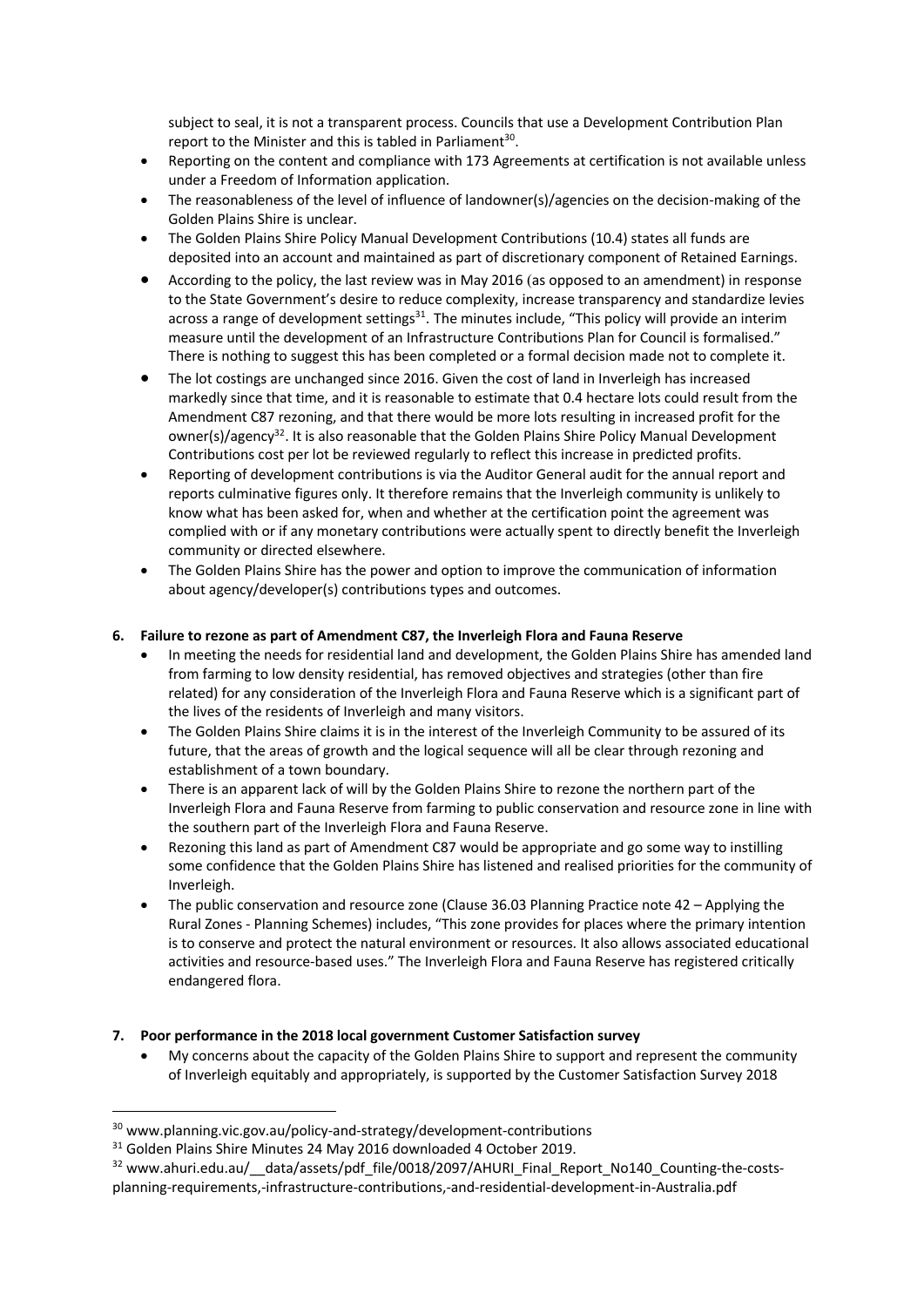subject to seal, it is not a transparent process. Councils that use a Development Contribution Plan report to the Minister and this is tabled in Parliament[30].

- Reporting on the content and compliance with 173 Agreements at certification is not available unless under a Freedom of Information application.
- The reasonableness of the level of influence of landowner(s)/agencies on the decision-making of the Golden Plains Shire is unclear.
- The Golden Plains Shire Policy Manual Development Contributions (10.4) states all funds are deposited into an account and maintained as part of discretionary component of Retained Earnings.
- According to the policy, the last review was in May 2016 (as opposed to an amendment) in response to the State Government's desire to reduce complexity, increase transparency and standardize levies across a range of development settings[31]. The minutes include, "This policy will provide an interim measure until the development of an Infrastructure Contributions Plan for Council is formalised." There is nothing to suggest this has been completed or a formal decision made not to complete it.
- The lot costings are unchanged since 2016. Given the cost of land in Inverleigh has increased markedly since that time, and it is reasonable to estimate that 0.4 hectare lots could result from the Amendment C87 rezoning, and that there would be more lots resulting in increased profit for the owner(s)/agency[32]. It is also reasonable that the Golden Plains Shire Policy Manual Development Contributions cost per lot be reviewed regularly to reflect this increase in predicted profits.
- Reporting of development contributions is via the Auditor General audit for the annual report and reports culminative figures only. It therefore remains that the Inverleigh community is unlikely to know what has been asked for, when and whether at the certification point the agreement was complied with or if any monetary contributions were actually spent to directly benefit the Inverleigh community or directed elsewhere.
- The Golden Plains Shire has the power and option to improve the communication of information about agency/developer(s) contributions types and outcomes.

**6. Failure to rezone as part of Amendment C87, the Inverleigh Flora and Fauna Reserve**

- In meeting the needs for residential land and development, the Golden Plains Shire has amended land from farming to low density residential, has removed objectives and strategies (other than fire related) for any consideration of the Inverleigh Flora and Fauna Reserve which is a significant part of the lives of the residents of Inverleigh and many visitors.
- The Golden Plains Shire claims it is in the interest of the Inverleigh Community to be assured of its future, that the areas of growth and the logical sequence will all be clear through rezoning and establishment of a town boundary.
- There is an apparent lack of will by the Golden Plains Shire to rezone the northern part of the Inverleigh Flora and Fauna Reserve from farming to public conservation and resource zone in line with the southern part of the Inverleigh Flora and Fauna Reserve.
- Rezoning this land as part of Amendment C87 would be appropriate and go some way to instilling some confidence that the Golden Plains Shire has listened and realised priorities for the community of Inverleigh.
- The public conservation and resource zone (Clause 36.03 Planning Practice note 42 – Applying the Rural Zones - Planning Schemes) includes, "This zone provides for places where the primary intention is to conserve and protect the natural environment or resources. It also allows associated educational activities and resource-based uses." The Inverleigh Flora and Fauna Reserve has registered critically endangered flora.

**7. Poor performance in the 2018 local government Customer Satisfaction survey**

- My concerns about the capacity of the Golden Plains Shire to support and represent the community of Inverleigh equitably and appropriately, is supported by the Customer Satisfaction Survey 2018

---

[30] www.planning.vic.gov.au/policy-and-strategy/development-contributions

[31] Golden Plains Shire Minutes 24 May 2016 downloaded 4 October 2019.

[32] www.ahuri.edu.au/__data/assets/pdf_file/0018/2097/AHURI_Final_Report_No140_Counting-the-costs-planning-requirements,-infrastructure-contributions,-and-residential-development-in-Australia.pdf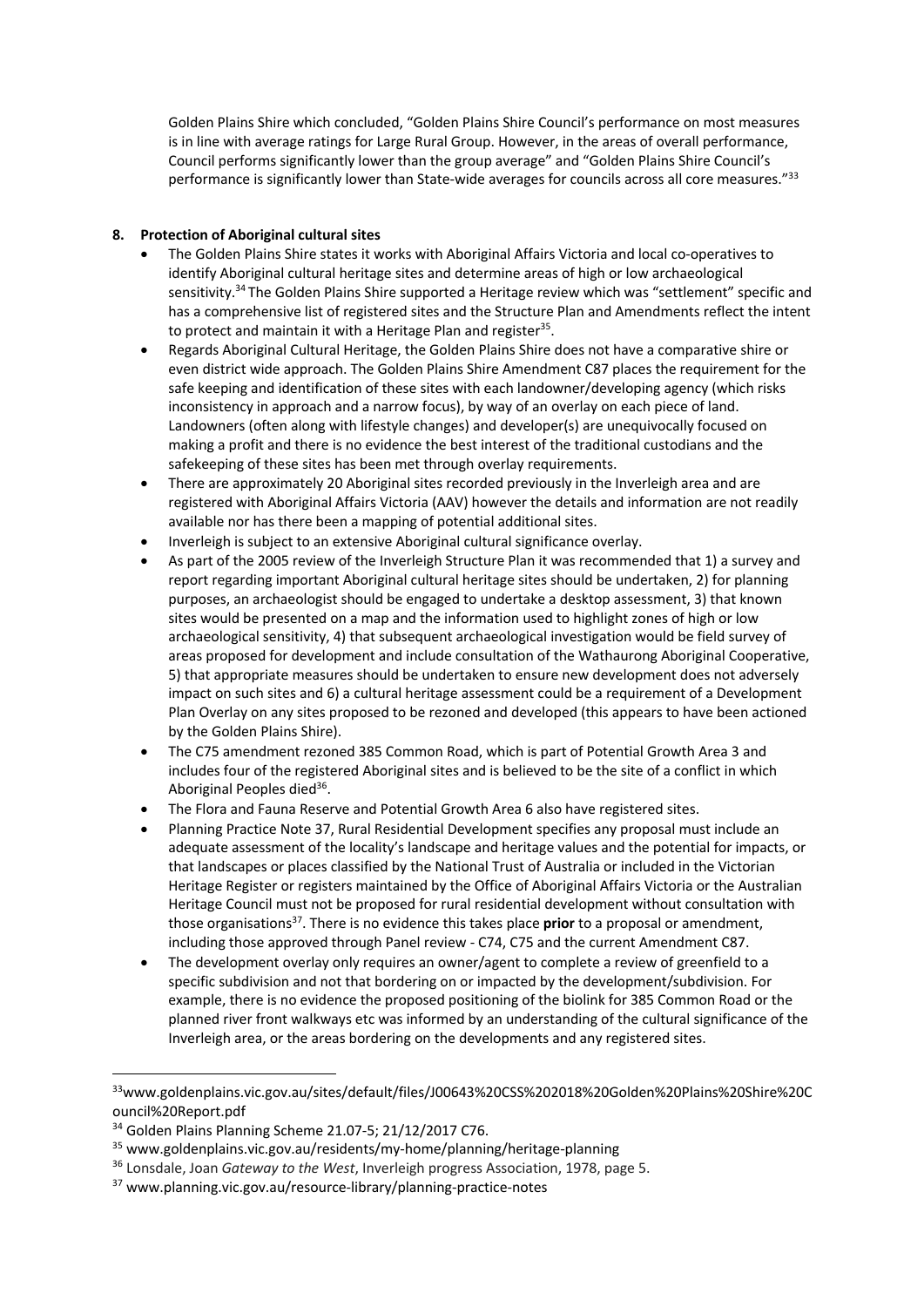Golden Plains Shire which concluded, "Golden Plains Shire Council's performance on most measures is in line with average ratings for Large Rural Group. However, in the areas of overall performance, Council performs significantly lower than the group average" and "Golden Plains Shire Council's performance is significantly lower than State-wide averages for councils across all core measures."[33]

## 8. Protection of Aboriginal cultural sites

- The Golden Plains Shire states it works with Aboriginal Affairs Victoria and local co-operatives to identify Aboriginal cultural heritage sites and determine areas of high or low archaeological sensitivity.[34] The Golden Plains Shire supported a Heritage review which was "settlement" specific and has a comprehensive list of registered sites and the Structure Plan and Amendments reflect the intent to protect and maintain it with a Heritage Plan and register[35].
- Regards Aboriginal Cultural Heritage, the Golden Plains Shire does not have a comparative shire or even district wide approach. The Golden Plains Shire Amendment C87 places the requirement for the safe keeping and identification of these sites with each landowner/developing agency (which risks inconsistency in approach and a narrow focus), by way of an overlay on each piece of land. Landowners (often along with lifestyle changes) and developer(s) are unequivocally focused on making a profit and there is no evidence the best interest of the traditional custodians and the safekeeping of these sites has been met through overlay requirements.
- There are approximately 20 Aboriginal sites recorded previously in the Inverleigh area and are registered with Aboriginal Affairs Victoria (AAV) however the details and information are not readily available nor has there been a mapping of potential additional sites.
- Inverleigh is subject to an extensive Aboriginal cultural significance overlay.
- As part of the 2005 review of the Inverleigh Structure Plan it was recommended that 1) a survey and report regarding important Aboriginal cultural heritage sites should be undertaken, 2) for planning purposes, an archaeologist should be engaged to undertake a desktop assessment, 3) that known sites would be presented on a map and the information used to highlight zones of high or low archaeological sensitivity, 4) that subsequent archaeological investigation would be field survey of areas proposed for development and include consultation of the Wathaurong Aboriginal Cooperative, 5) that appropriate measures should be undertaken to ensure new development does not adversely impact on such sites and 6) a cultural heritage assessment could be a requirement of a Development Plan Overlay on any sites proposed to be rezoned and developed (this appears to have been actioned by the Golden Plains Shire).
- The C75 amendment rezoned 385 Common Road, which is part of Potential Growth Area 3 and includes four of the registered Aboriginal sites and is believed to be the site of a conflict in which Aboriginal Peoples died[36].
- The Flora and Fauna Reserve and Potential Growth Area 6 also have registered sites.
- Planning Practice Note 37, Rural Residential Development specifies any proposal must include an adequate assessment of the locality's landscape and heritage values and the potential for impacts, or that landscapes or places classified by the National Trust of Australia or included in the Victorian Heritage Register or registers maintained by the Office of Aboriginal Affairs Victoria or the Australian Heritage Council must not be proposed for rural residential development without consultation with those organisations[37]. There is no evidence this takes place **prior** to a proposal or amendment, including those approved through Panel review - C74, C75 and the current Amendment C87.
- The development overlay only requires an owner/agent to complete a review of greenfield to a specific subdivision and not that bordering on or impacted by the development/subdivision. For example, there is no evidence the proposed positioning of the biolink for 385 Common Road or the planned river front walkways etc was informed by an understanding of the cultural significance of the Inverleigh area, or the areas bordering on the developments and any registered sites.

---

[33] www.goldenplains.vic.gov.au/sites/default/files/J00643%20CSS%202018%20Golden%20Plains%20Shire%20Council%20Report.pdf

[34] Golden Plains Planning Scheme 21.07-5; 21/12/2017 C76.

[35] www.goldenplains.vic.gov.au/residents/my-home/planning/heritage-planning

[36] Lonsdale, Joan *Gateway to the West*, Inverleigh progress Association, 1978, page 5.

[37] www.planning.vic.gov.au/resource-library/planning-practice-notes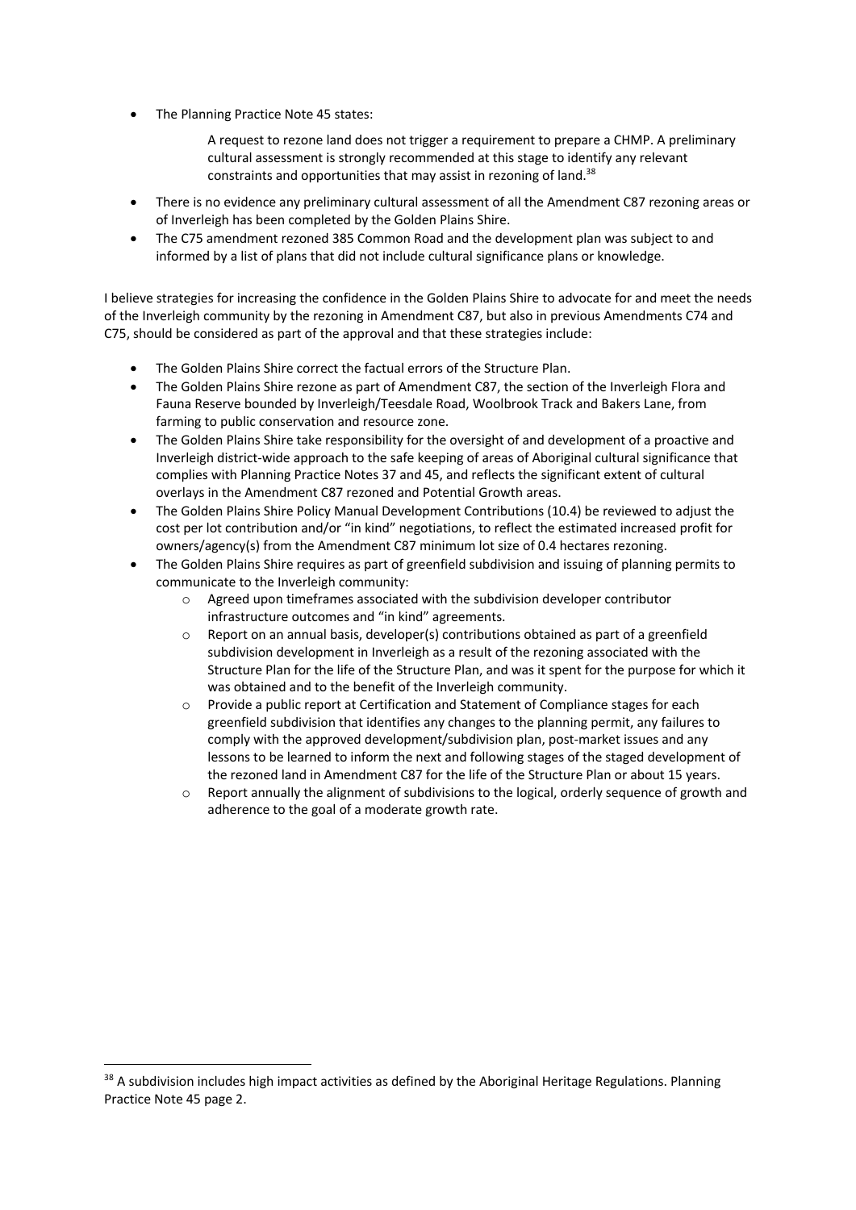- The Planning Practice Note 45 states:

  > A request to rezone land does not trigger a requirement to prepare a CHMP. A preliminary cultural assessment is strongly recommended at this stage to identify any relevant constraints and opportunities that may assist in rezoning of land.[38]

- There is no evidence any preliminary cultural assessment of all the Amendment C87 rezoning areas or of Inverleigh has been completed by the Golden Plains Shire.
- The C75 amendment rezoned 385 Common Road and the development plan was subject to and informed by a list of plans that did not include cultural significance plans or knowledge.

I believe strategies for increasing the confidence in the Golden Plains Shire to advocate for and meet the needs of the Inverleigh community by the rezoning in Amendment C87, but also in previous Amendments C74 and C75, should be considered as part of the approval and that these strategies include:

- The Golden Plains Shire correct the factual errors of the Structure Plan.
- The Golden Plains Shire rezone as part of Amendment C87, the section of the Inverleigh Flora and Fauna Reserve bounded by Inverleigh/Teesdale Road, Woolbrook Track and Bakers Lane, from farming to public conservation and resource zone.
- The Golden Plains Shire take responsibility for the oversight of and development of a proactive and Inverleigh district-wide approach to the safe keeping of areas of Aboriginal cultural significance that complies with Planning Practice Notes 37 and 45, and reflects the significant extent of cultural overlays in the Amendment C87 rezoned and Potential Growth areas.
- The Golden Plains Shire Policy Manual Development Contributions (10.4) be reviewed to adjust the cost per lot contribution and/or "in kind" negotiations, to reflect the estimated increased profit for owners/agency(s) from the Amendment C87 minimum lot size of 0.4 hectares rezoning.
- The Golden Plains Shire requires as part of greenfield subdivision and issuing of planning permits to communicate to the Inverleigh community:
  - Agreed upon timeframes associated with the subdivision developer contributor infrastructure outcomes and "in kind" agreements.
  - Report on an annual basis, developer(s) contributions obtained as part of a greenfield subdivision development in Inverleigh as a result of the rezoning associated with the Structure Plan for the life of the Structure Plan, and was it spent for the purpose for which it was obtained and to the benefit of the Inverleigh community.
  - Provide a public report at Certification and Statement of Compliance stages for each greenfield subdivision that identifies any changes to the planning permit, any failures to comply with the approved development/subdivision plan, post-market issues and any lessons to be learned to inform the next and following stages of the staged development of the rezoned land in Amendment C87 for the life of the Structure Plan or about 15 years.
  - Report annually the alignment of subdivisions to the logical, orderly sequence of growth and adherence to the goal of a moderate growth rate.

[38] A subdivision includes high impact activities as defined by the Aboriginal Heritage Regulations. Planning Practice Note 45 page 2.